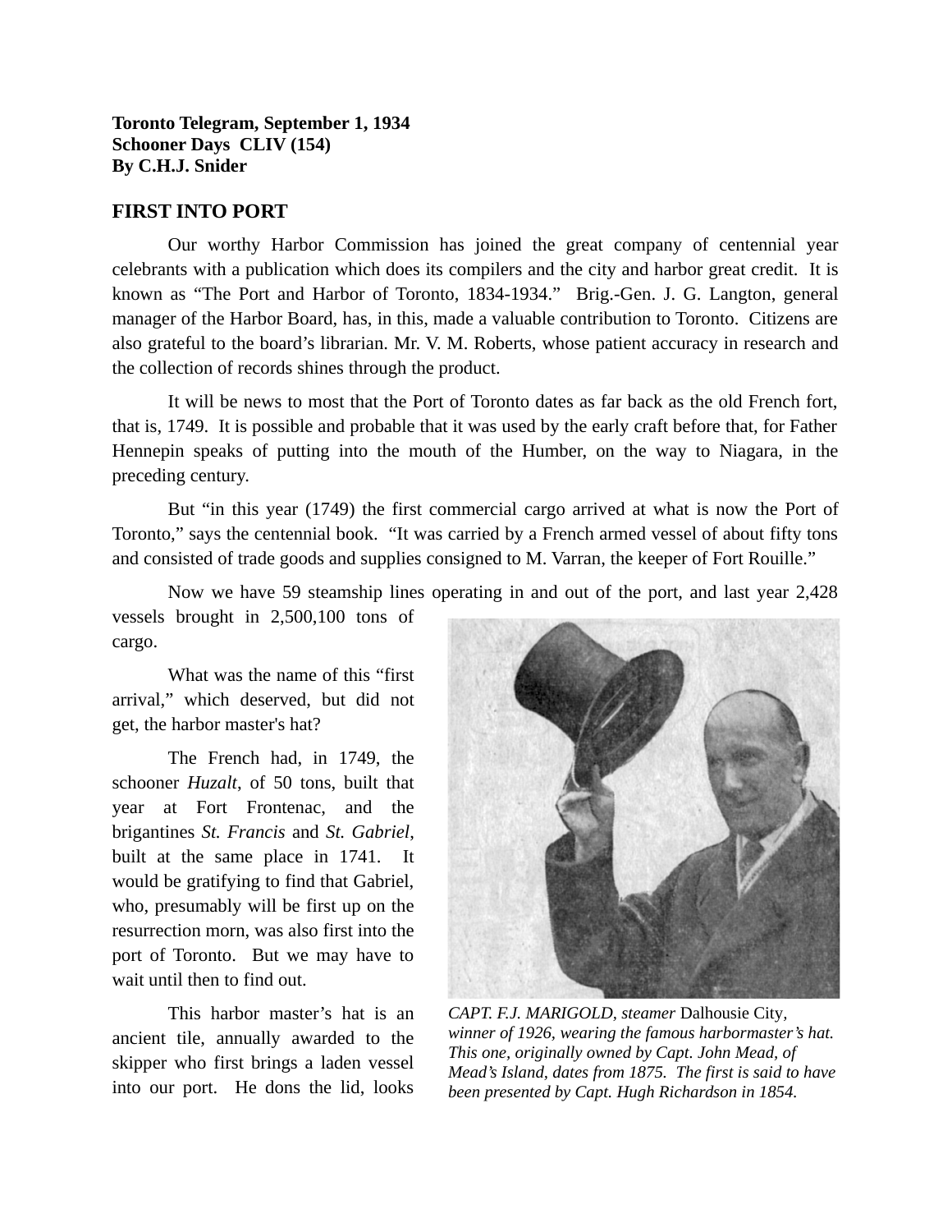**Toronto Telegram, September 1, 1934**
**Schooner Days CLIV (154)**
**By C.H.J. Snider**

## FIRST INTO PORT

Our worthy Harbor Commission has joined the great company of centennial year celebrants with a publication which does its compilers and the city and harbor great credit. It is known as "The Port and Harbor of Toronto, 1834-1934." Brig.-Gen. J. G. Langton, general manager of the Harbor Board, has, in this, made a valuable contribution to Toronto. Citizens are also grateful to the board's librarian. Mr. V. M. Roberts, whose patient accuracy in research and the collection of records shines through the product.

It will be news to most that the Port of Toronto dates as far back as the old French fort, that is, 1749. It is possible and probable that it was used by the early craft before that, for Father Hennepin speaks of putting into the mouth of the Humber, on the way to Niagara, in the preceding century.

But "in this year (1749) the first commercial cargo arrived at what is now the Port of Toronto," says the centennial book. "It was carried by a French armed vessel of about fifty tons and consisted of trade goods and supplies consigned to M. Varran, the keeper of Fort Rouille."

Now we have 59 steamship lines operating in and out of the port, and last year 2,428 vessels brought in 2,500,100 tons of cargo.

What was the name of this "first arrival," which deserved, but did not get, the harbor master's hat?

The French had, in 1749, the schooner *Huzalt*, of 50 tons, built that year at Fort Frontenac, and the brigantines *St. Francis* and *St. Gabriel*, built at the same place in 1741. It would be gratifying to find that Gabriel, who, presumably will be first up on the resurrection morn, was also first into the port of Toronto. But we may have to wait until then to find out.

*CAPT. F.J. MARIGOLD, steamer* Dalhousie City, *winner of 1926, wearing the famous harbormaster's hat. This one, originally owned by Capt. John Mead, of Mead's Island, dates from 1875. The first is said to have been presented by Capt. Hugh Richardson in 1854.*

This harbor master's hat is an ancient tile, annually awarded to the skipper who first brings a laden vessel into our port. He dons the lid, looks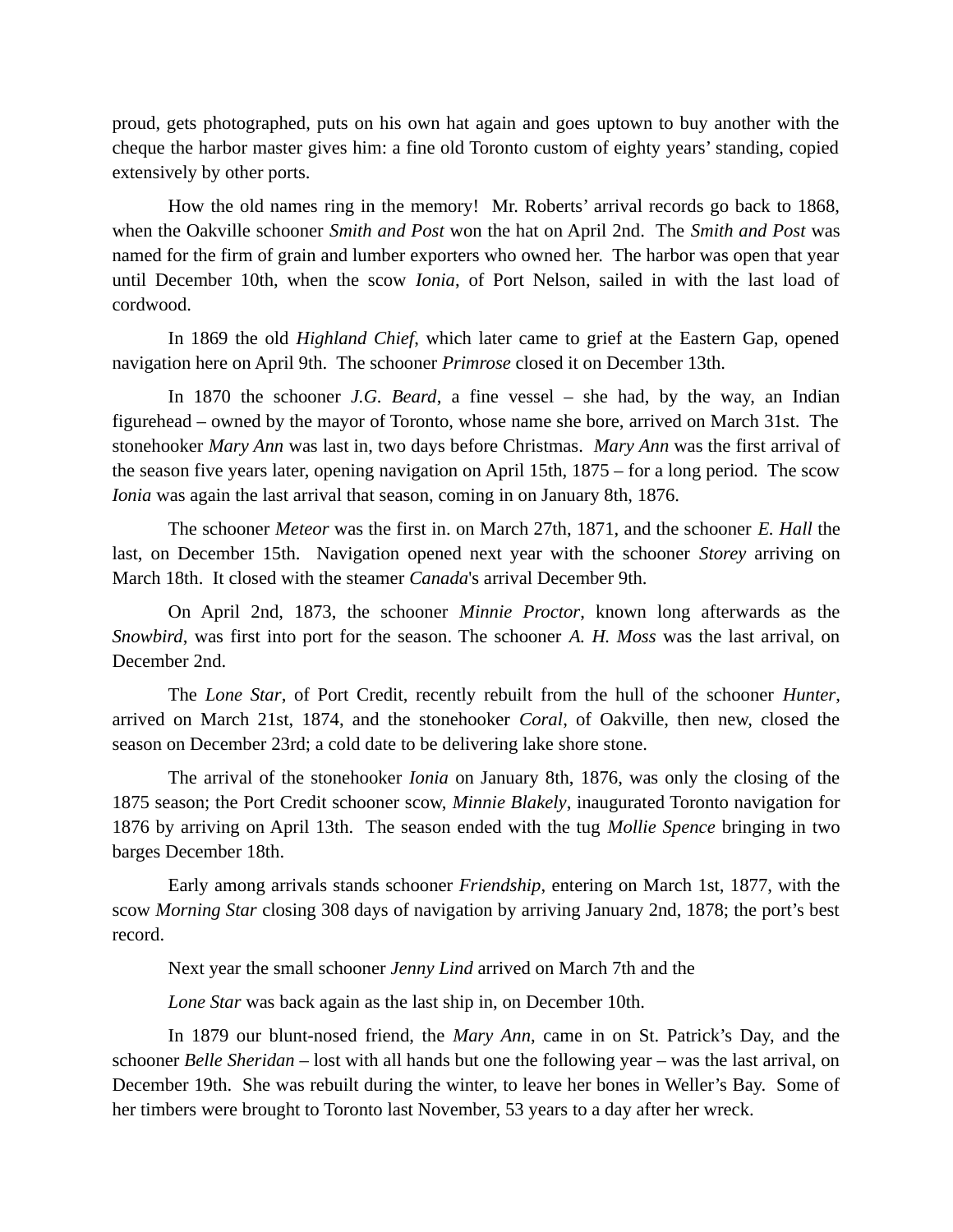proud, gets photographed, puts on his own hat again and goes uptown to buy another with the cheque the harbor master gives him: a fine old Toronto custom of eighty years' standing, copied extensively by other ports.

How the old names ring in the memory!  Mr. Roberts' arrival records go back to 1868, when the Oakville schooner *Smith and Post* won the hat on April 2nd.  The *Smith and Post* was named for the firm of grain and lumber exporters who owned her.  The harbor was open that year until December 10th, when the scow *Ionia*, of Port Nelson, sailed in with the last load of cordwood.

In 1869 the old *Highland Chief*, which later came to grief at the Eastern Gap, opened navigation here on April 9th.  The schooner *Primrose* closed it on December 13th.

In 1870 the schooner *J.G. Beard*, a fine vessel – she had, by the way, an Indian figurehead – owned by the mayor of Toronto, whose name she bore, arrived on March 31st.  The stonehooker *Mary Ann* was last in, two days before Christmas.  *Mary Ann* was the first arrival of the season five years later, opening navigation on April 15th, 1875 – for a long period.  The scow *Ionia* was again the last arrival that season, coming in on January 8th, 1876.

The schooner *Meteor* was the first in. on March 27th, 1871, and the schooner *E. Hall* the last, on December 15th.  Navigation opened next year with the schooner *Storey* arriving on March 18th.  It closed with the steamer *Canada*'s arrival December 9th.

On April 2nd, 1873, the schooner *Minnie Proctor*, known long afterwards as the *Snowbird*, was first into port for the season. The schooner *A. H. Moss* was the last arrival, on December 2nd.

The *Lone Star*, of Port Credit, recently rebuilt from the hull of the schooner *Hunter*, arrived on March 21st, 1874, and the stonehooker *Coral*, of Oakville, then new, closed the season on December 23rd; a cold date to be delivering lake shore stone.

The arrival of the stonehooker *Ionia* on January 8th, 1876, was only the closing of the 1875 season; the Port Credit schooner scow, *Minnie Blakely*, inaugurated Toronto navigation for 1876 by arriving on April 13th.  The season ended with the tug *Mollie Spence* bringing in two barges December 18th.

Early among arrivals stands schooner *Friendship*, entering on March 1st, 1877, with the scow *Morning Star* closing 308 days of navigation by arriving January 2nd, 1878; the port's best record.

Next year the small schooner *Jenny Lind* arrived on March 7th and the

*Lone Star* was back again as the last ship in, on December 10th.

In 1879 our blunt-nosed friend, the *Mary Ann*, came in on St. Patrick's Day, and the schooner *Belle Sheridan* – lost with all hands but one the following year – was the last arrival, on December 19th.  She was rebuilt during the winter, to leave her bones in Weller's Bay.  Some of her timbers were brought to Toronto last November, 53 years to a day after her wreck.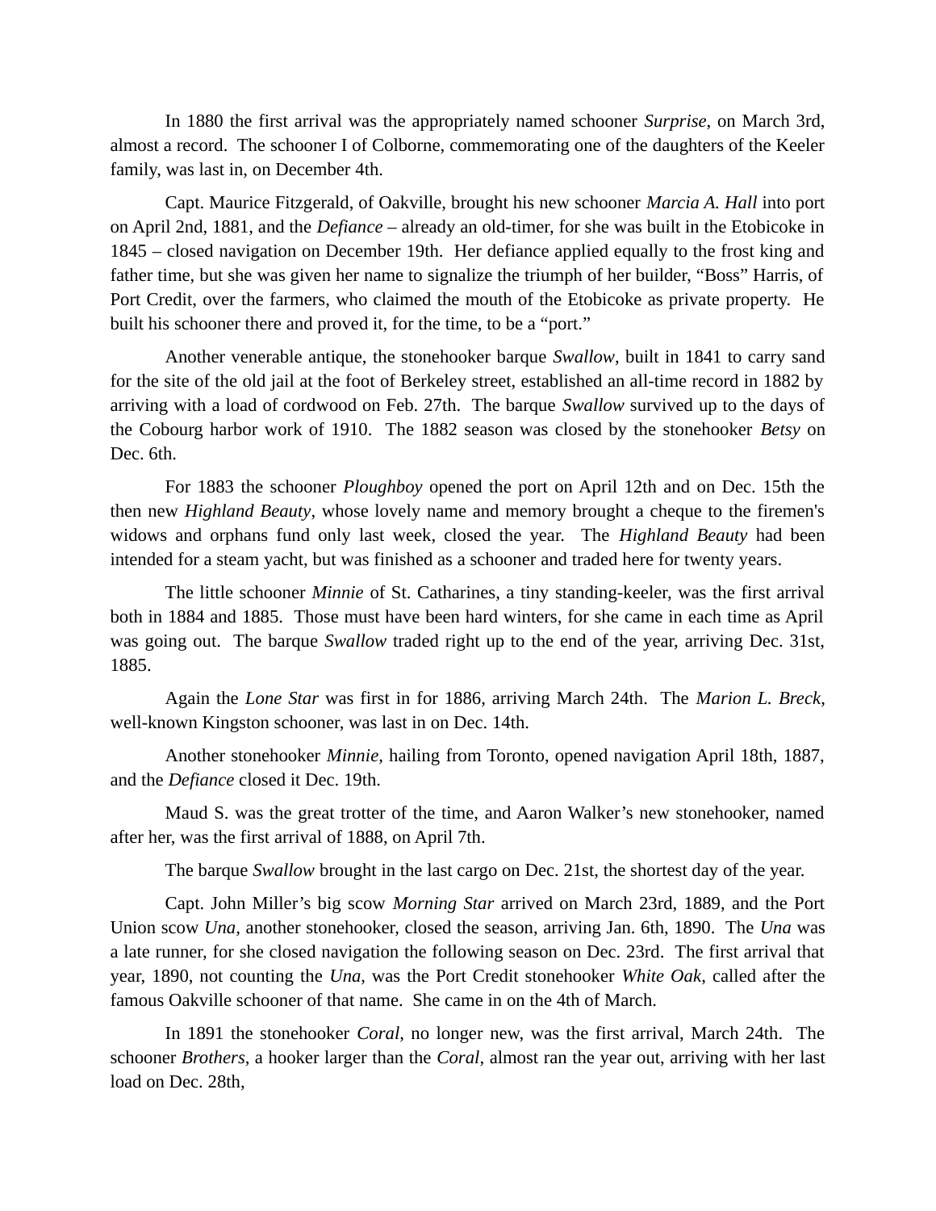In 1880 the first arrival was the appropriately named schooner *Surprise*, on March 3rd, almost a record. The schooner I of Colborne, commemorating one of the daughters of the Keeler family, was last in, on December 4th.

Capt. Maurice Fitzgerald, of Oakville, brought his new schooner *Marcia A. Hall* into port on April 2nd, 1881, and the *Defiance* – already an old-timer, for she was built in the Etobicoke in 1845 – closed navigation on December 19th. Her defiance applied equally to the frost king and father time, but she was given her name to signalize the triumph of her builder, "Boss" Harris, of Port Credit, over the farmers, who claimed the mouth of the Etobicoke as private property. He built his schooner there and proved it, for the time, to be a "port."

Another venerable antique, the stonehooker barque *Swallow*, built in 1841 to carry sand for the site of the old jail at the foot of Berkeley street, established an all-time record in 1882 by arriving with a load of cordwood on Feb. 27th. The barque *Swallow* survived up to the days of the Cobourg harbor work of 1910. The 1882 season was closed by the stonehooker *Betsy* on Dec. 6th.

For 1883 the schooner *Ploughboy* opened the port on April 12th and on Dec. 15th the then new *Highland Beauty*, whose lovely name and memory brought a cheque to the firemen's widows and orphans fund only last week, closed the year. The *Highland Beauty* had been intended for a steam yacht, but was finished as a schooner and traded here for twenty years.

The little schooner *Minnie* of St. Catharines, a tiny standing-keeler, was the first arrival both in 1884 and 1885. Those must have been hard winters, for she came in each time as April was going out. The barque *Swallow* traded right up to the end of the year, arriving Dec. 31st, 1885.

Again the *Lone Star* was first in for 1886, arriving March 24th. The *Marion L. Breck*, well-known Kingston schooner, was last in on Dec. 14th.

Another stonehooker *Minnie*, hailing from Toronto, opened navigation April 18th, 1887, and the *Defiance* closed it Dec. 19th.

Maud S. was the great trotter of the time, and Aaron Walker's new stonehooker, named after her, was the first arrival of 1888, on April 7th.

The barque *Swallow* brought in the last cargo on Dec. 21st, the shortest day of the year.

Capt. John Miller's big scow *Morning Star* arrived on March 23rd, 1889, and the Port Union scow *Una*, another stonehooker, closed the season, arriving Jan. 6th, 1890. The *Una* was a late runner, for she closed navigation the following season on Dec. 23rd. The first arrival that year, 1890, not counting the *Una*, was the Port Credit stonehooker *White Oak*, called after the famous Oakville schooner of that name. She came in on the 4th of March.

In 1891 the stonehooker *Coral*, no longer new, was the first arrival, March 24th. The schooner *Brothers*, a hooker larger than the *Coral*, almost ran the year out, arriving with her last load on Dec. 28th,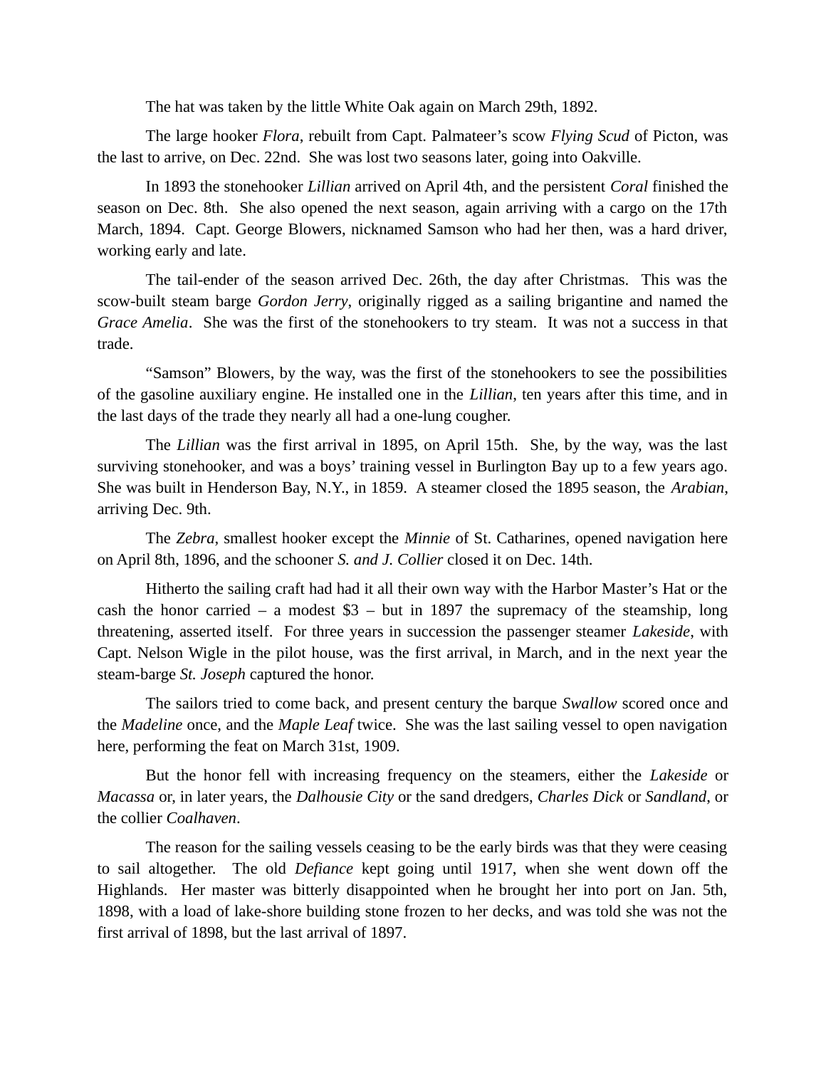The hat was taken by the little White Oak again on March 29th, 1892.

The large hooker *Flora*, rebuilt from Capt. Palmateer's scow *Flying Scud* of Picton, was the last to arrive, on Dec. 22nd. She was lost two seasons later, going into Oakville.

In 1893 the stonehooker *Lillian* arrived on April 4th, and the persistent *Coral* finished the season on Dec. 8th. She also opened the next season, again arriving with a cargo on the 17th March, 1894. Capt. George Blowers, nicknamed Samson who had her then, was a hard driver, working early and late.

The tail-ender of the season arrived Dec. 26th, the day after Christmas. This was the scow-built steam barge *Gordon Jerry*, originally rigged as a sailing brigantine and named the *Grace Amelia*. She was the first of the stonehookers to try steam. It was not a success in that trade.

"Samson" Blowers, by the way, was the first of the stonehookers to see the possibilities of the gasoline auxiliary engine. He installed one in the *Lillian*, ten years after this time, and in the last days of the trade they nearly all had a one-lung cougher.

The *Lillian* was the first arrival in 1895, on April 15th. She, by the way, was the last surviving stonehooker, and was a boys' training vessel in Burlington Bay up to a few years ago. She was built in Henderson Bay, N.Y., in 1859. A steamer closed the 1895 season, the *Arabian*, arriving Dec. 9th.

The *Zebra*, smallest hooker except the *Minnie* of St. Catharines, opened navigation here on April 8th, 1896, and the schooner *S. and J. Collier* closed it on Dec. 14th.

Hitherto the sailing craft had had it all their own way with the Harbor Master's Hat or the cash the honor carried – a modest $3 – but in 1897 the supremacy of the steamship, long threatening, asserted itself. For three years in succession the passenger steamer *Lakeside*, with Capt. Nelson Wigle in the pilot house, was the first arrival, in March, and in the next year the steam-barge *St. Joseph* captured the honor.

The sailors tried to come back, and present century the barque *Swallow* scored once and the *Madeline* once, and the *Maple Leaf* twice. She was the last sailing vessel to open navigation here, performing the feat on March 31st, 1909.

But the honor fell with increasing frequency on the steamers, either the *Lakeside* or *Macassa* or, in later years, the *Dalhousie City* or the sand dredgers, *Charles Dick* or *Sandland*, or the collier *Coalhaven*.

The reason for the sailing vessels ceasing to be the early birds was that they were ceasing to sail altogether. The old *Defiance* kept going until 1917, when she went down off the Highlands. Her master was bitterly disappointed when he brought her into port on Jan. 5th, 1898, with a load of lake-shore building stone frozen to her decks, and was told she was not the first arrival of 1898, but the last arrival of 1897.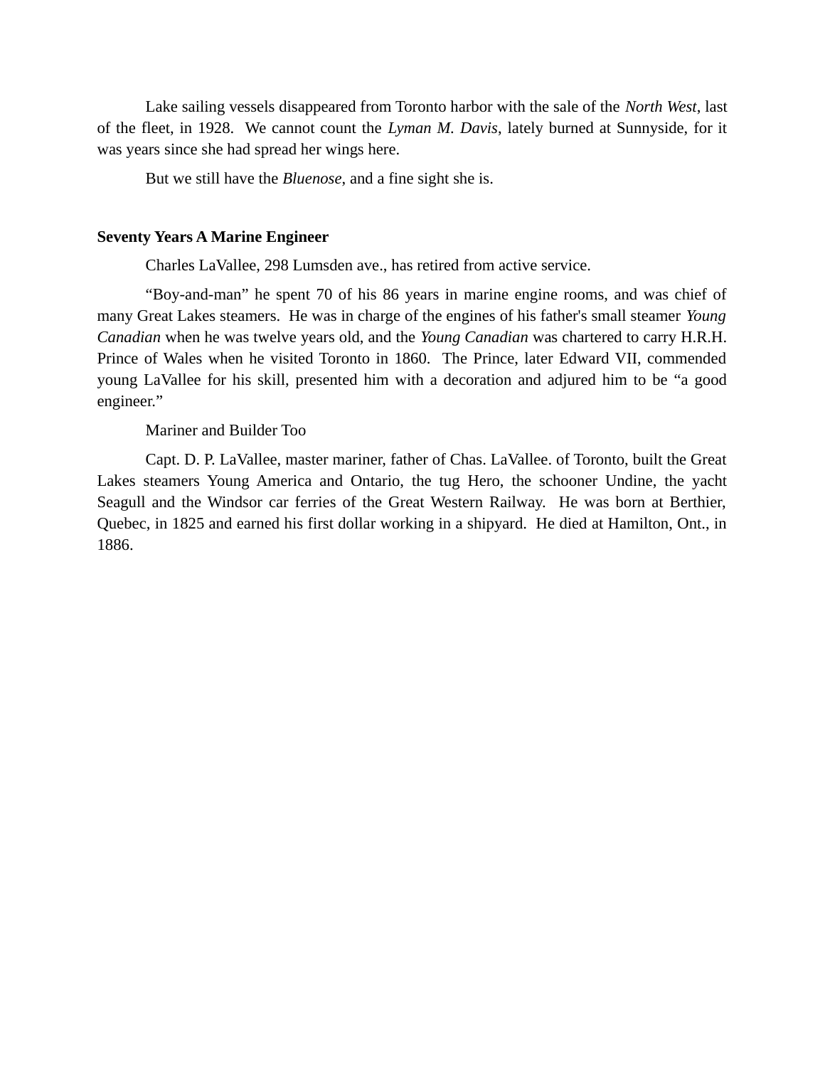Lake sailing vessels disappeared from Toronto harbor with the sale of the *North West*, last of the fleet, in 1928. We cannot count the *Lyman M. Davis*, lately burned at Sunnyside, for it was years since she had spread her wings here.

But we still have the *Bluenose*, and a fine sight she is.

**Seventy Years A Marine Engineer**

Charles LaVallee, 298 Lumsden ave., has retired from active service.

"Boy-and-man" he spent 70 of his 86 years in marine engine rooms, and was chief of many Great Lakes steamers. He was in charge of the engines of his father's small steamer *Young Canadian* when he was twelve years old, and the *Young Canadian* was chartered to carry H.R.H. Prince of Wales when he visited Toronto in 1860. The Prince, later Edward VII, commended young LaVallee for his skill, presented him with a decoration and adjured him to be "a good engineer."

Mariner and Builder Too

Capt. D. P. LaVallee, master mariner, father of Chas. LaVallee. of Toronto, built the Great Lakes steamers Young America and Ontario, the tug Hero, the schooner Undine, the yacht Seagull and the Windsor car ferries of the Great Western Railway. He was born at Berthier, Quebec, in 1825 and earned his first dollar working in a shipyard. He died at Hamilton, Ont., in 1886.